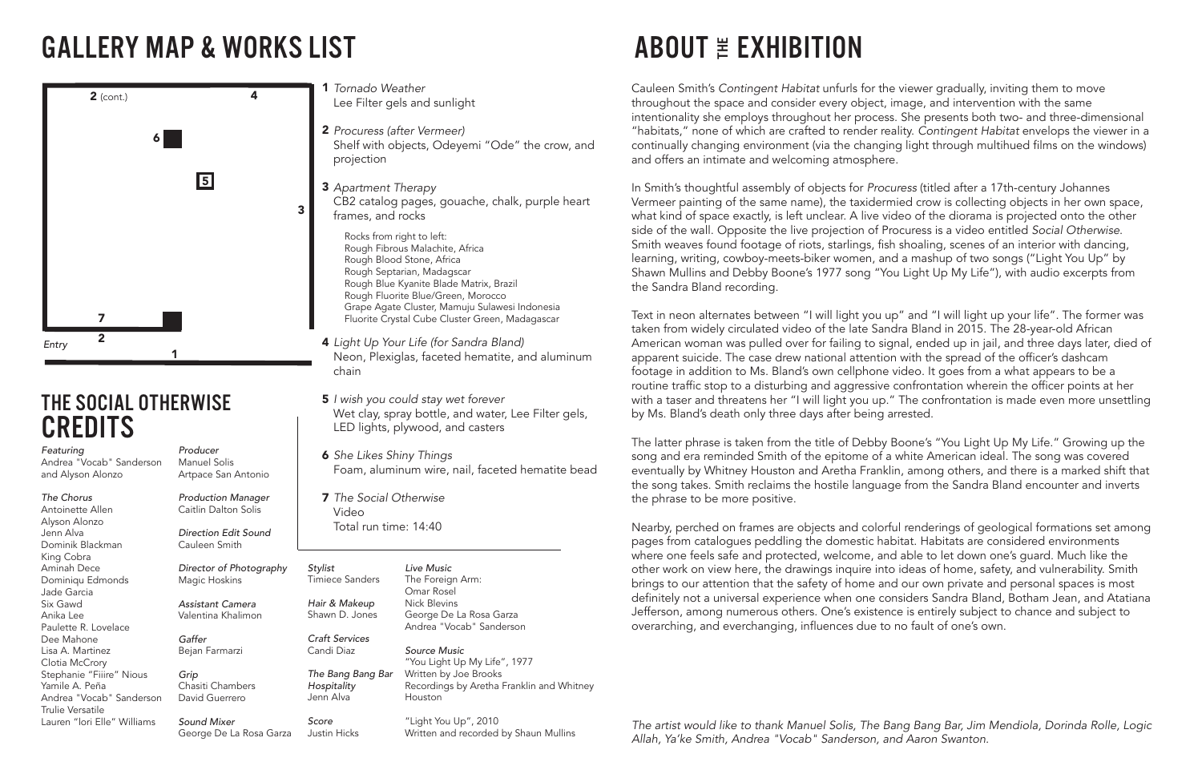# GALLERY MAP & WORKS LIST

2 (cont.)

4

6

5

3

7

2

Entry

1

**1** *Tornado Weather*
Lee Filter gels and sunlight

**2** *Procuress (after Vermeer)*
Shelf with objects, Odeyemi "Ode" the crow, and projection

**3** *Apartment Therapy*
CB2 catalog pages, gouache, chalk, purple heart frames, and rocks

Rocks from right to left:
Rough Fibrous Malachite, Africa
Rough Blood Stone, Africa
Rough Septarian, Madagscar
Rough Blue Kyanite Blade Matrix, Brazil
Rough Fluorite Blue/Green, Morocco
Grape Agate Cluster, Mamuju Sulawesi Indonesia
Fluorite Crystal Cube Cluster Green, Madagascar

**4** *Light Up Your Life (for Sandra Bland)*
Neon, Plexiglas, faceted hematite, and aluminum chain

**5** *I wish you could stay wet forever*
Wet clay, spray bottle, and water, Lee Filter gels, LED lights, plywood, and casters

**6** *She Likes Shiny Things*
Foam, aluminum wire, nail, faceted hematite bead

**7** *The Social Otherwise*
Video
Total run time: 14:40

## THE SOCIAL OTHERWISE CREDITS

*Featuring*
Andrea "Vocab" Sanderson and Alyson Alonzo

*The Chorus*
Antoinette Allen
Alyson Alonzo
Jenn Alva
Dominik Blackman
King Cobra
Aminah Dece
Dominiqu Edmonds
Jade Garcia
Six Gawd
Anika Lee
Paulette R. Lovelace
Dee Mahone
Lisa A. Martinez
Clotia McCrory
Stephanie "Fiiire" Nious
Yamile A. Peña
Andrea "Vocab" Sanderson
Trulie Versatile
Lauren "lori Elle" Williams

*Producer*
Manuel Solis
Artpace San Antonio

*Production Manager*
Caitlin Dalton Solis

*Direction Edit Sound*
Cauleen Smith

*Director of Photography*
Magic Hoskins

*Assistant Camera*
Valentina Khalimon

*Gaffer*
Bejan Farmarzi

*Grip*
Chasiti Chambers
David Guerrero

*Sound Mixer*
George De La Rosa Garza

*Stylist*
Timiece Sanders

*Hair & Makeup*
Shawn D. Jones

*Craft Services*
Candi Diaz

*The Bang Bang Bar Hospitality*
Jenn Alva

*Score*
Justin Hicks

*Live Music*
The Foreign Arm:
Omar Rosel
Nick Blevins
George De La Rosa Garza
Andrea "Vocab" Sanderson

*Source Music*
"You Light Up My Life", 1977
Written by Joe Brooks
Recordings by Aretha Franklin and Whitney Houston

"Light You Up", 2010
Written and recorded by Shaun Mullins

# ABOUT THE EXHIBITION

Cauleen Smith's *Contingent Habitat* unfurls for the viewer gradually, inviting them to move throughout the space and consider every object, image, and intervention with the same intentionality she employs throughout her process. She presents both two- and three-dimensional "habitats," none of which are crafted to render reality. *Contingent Habitat* envelops the viewer in a continually changing environment (via the changing light through multihued films on the windows) and offers an intimate and welcoming atmosphere.

In Smith's thoughtful assembly of objects for *Procuress* (titled after a 17th-century Johannes Vermeer painting of the same name), the taxidermied crow is collecting objects in her own space, what kind of space exactly, is left unclear. A live video of the diorama is projected onto the other side of the wall. Opposite the live projection of Procuress is a video entitled *Social Otherwise.* Smith weaves found footage of riots, starlings, fish shoaling, scenes of an interior with dancing, learning, writing, cowboy-meets-biker women, and a mashup of two songs ("Light You Up" by Shawn Mullins and Debby Boone's 1977 song "You Light Up My Life"), with audio excerpts from the Sandra Bland recording.

Text in neon alternates between "I will light you up" and "I will light up your life". The former was taken from widely circulated video of the late Sandra Bland in 2015. The 28-year-old African American woman was pulled over for failing to signal, ended up in jail, and three days later, died of apparent suicide. The case drew national attention with the spread of the officer's dashcam footage in addition to Ms. Bland's own cellphone video. It goes from a what appears to be a routine traffic stop to a disturbing and aggressive confrontation wherein the officer points at her with a taser and threatens her "I will light you up." The confrontation is made even more unsettling by Ms. Bland's death only three days after being arrested.

The latter phrase is taken from the title of Debby Boone's "You Light Up My Life." Growing up the song and era reminded Smith of the epitome of a white American ideal. The song was covered eventually by Whitney Houston and Aretha Franklin, among others, and there is a marked shift that the song takes. Smith reclaims the hostile language from the Sandra Bland encounter and inverts the phrase to be more positive.

Nearby, perched on frames are objects and colorful renderings of geological formations set among pages from catalogues peddling the domestic habitat. Habitats are considered environments where one feels safe and protected, welcome, and able to let down one's guard. Much like the other work on view here, the drawings inquire into ideas of home, safety, and vulnerability. Smith brings to our attention that the safety of home and our own private and personal spaces is most definitely not a universal experience when one considers Sandra Bland, Botham Jean, and Atatiana Jefferson, among numerous others. One's existence is entirely subject to chance and subject to overarching, and everchanging, influences due to no fault of one's own.

*The artist would like to thank Manuel Solis, The Bang Bang Bar, Jim Mendiola, Dorinda Rolle, Logic Allah, Ya'ke Smith, Andrea "Vocab" Sanderson, and Aaron Swanton.*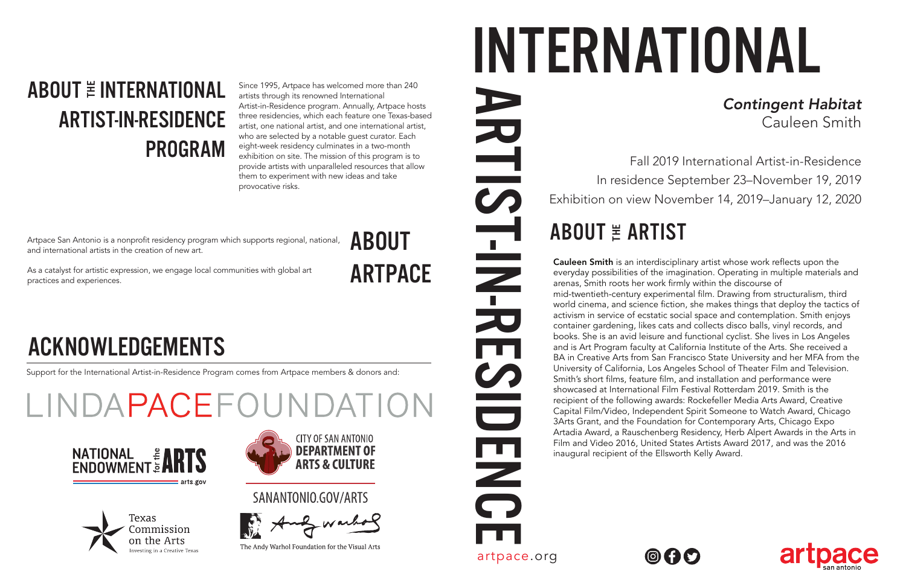## ABOUT THE INTERNATIONAL ARTIST-IN-RESIDENCE PROGRAM

Since 1995, Artpace has welcomed more than 240 artists through its renowned International Artist-in-Residence program. Annually, Artpace hosts three residencies, which each feature one Texas-based artist, one national artist, and one international artist, who are selected by a notable guest curator. Each eight-week residency culminates in a two-month exhibition on site. The mission of this program is to provide artists with unparalleled resources that allow them to experiment with new ideas and take provocative risks.

## ABOUT ARTPACE

Artpace San Antonio is a nonprofit residency program which supports regional, national, and international artists in the creation of new art.

As a catalyst for artistic expression, we engage local communities with global art practices and experiences.

## ACKNOWLEDGEMENTS

Support for the International Artist-in-Residence Program comes from Artpace members & donors and:

LINDAPACEFOUNDATION

NATIONAL ENDOWMENT for the ARTS
arts.gov

CITY OF SAN ANTONIO DEPARTMENT OF ARTS & CULTURE

SANANTONIO.GOV/ARTS

Texas Commission on the Arts
Investing in a Creative Texas

The Andy Warhol Foundation for the Visual Arts

# INTERNATIONAL ARTIST-IN-RESIDENCE

*Contingent Habitat*
Cauleen Smith

Fall 2019 International Artist-in-Residence
In residence September 23–November 19, 2019
Exhibition on view November 14, 2019–January 12, 2020

## ABOUT THE ARTIST

**Cauleen Smith** is an interdisciplinary artist whose work reflects upon the everyday possibilities of the imagination. Operating in multiple materials and arenas, Smith roots her work firmly within the discourse of mid-twentieth-century experimental film. Drawing from structuralism, third world cinema, and science fiction, she makes things that deploy the tactics of activism in service of ecstatic social space and contemplation. Smith enjoys container gardening, likes cats and collects disco balls, vinyl records, and books. She is an avid leisure and functional cyclist. She lives in Los Angeles and is Art Program faculty at California Institute of the Arts. She received a BA in Creative Arts from San Francisco State University and her MFA from the University of California, Los Angeles School of Theater Film and Television. Smith's short films, feature film, and installation and performance were showcased at International Film Festival Rotterdam 2019. Smith is the recipient of the following awards: Rockefeller Media Arts Award, Creative Capital Film/Video, Independent Spirit Someone to Watch Award, Chicago 3Arts Grant, and the Foundation for Contemporary Arts, Chicago Expo Artadia Award, a Rauschenberg Residency, Herb Alpert Awards in the Arts in Film and Video 2016, United States Artists Award 2017, and was the 2016 inaugural recipient of the Ellsworth Kelly Award.

artpace.org

artpace san antonio